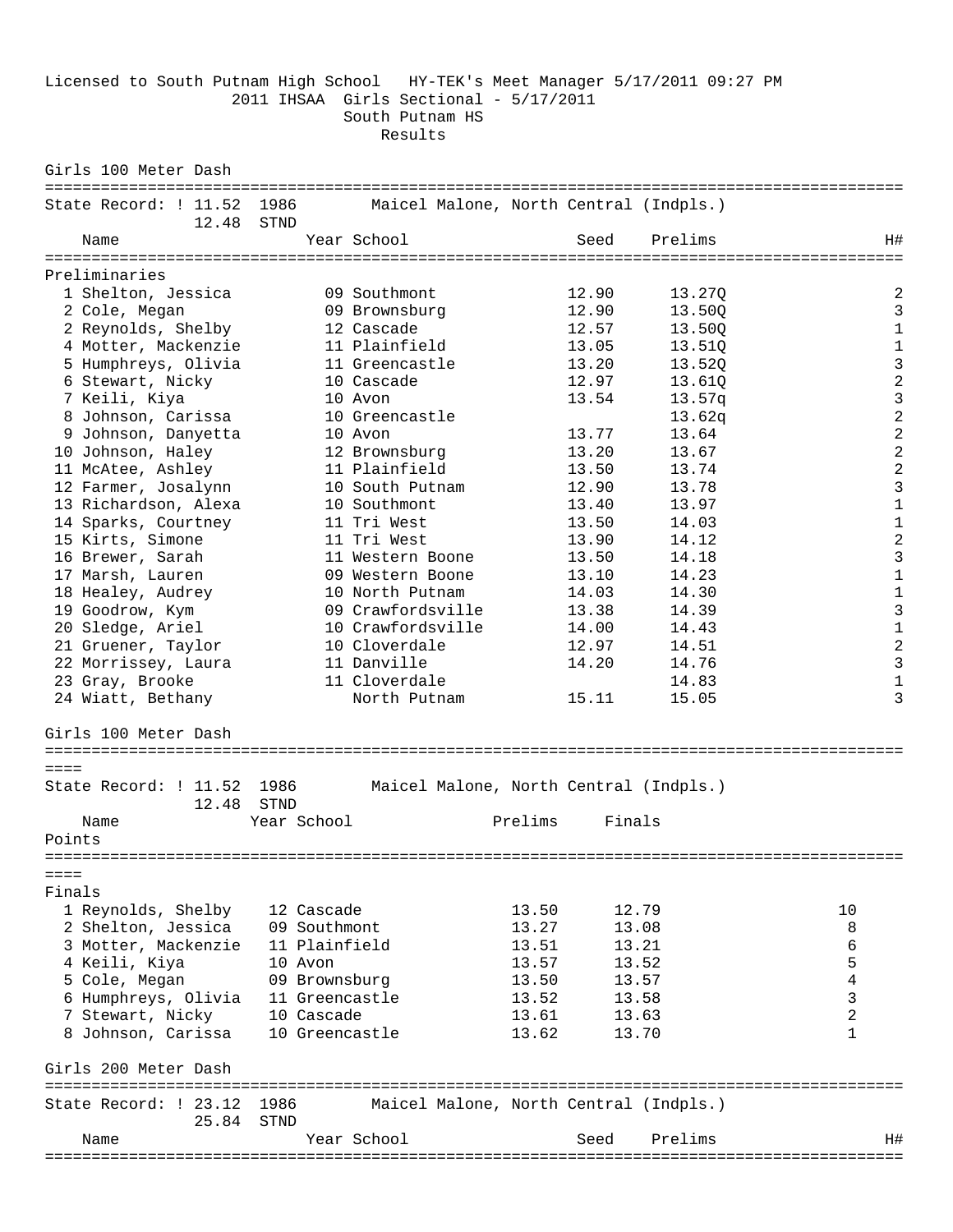Licensed to South Putnam High School   HY-TEK's Meet Manager 5/17/2011 09:27 PM

# 2011 IHSAA Girls Sectional - 5/17/2011

## South Putnam HS

### Results

## Girls 100 Meter Dash

State Record: ! 11.52  1986   Maicel Malone, North Central (Indpls.)
12.48 STND

Preliminaries

| Place | Name | Year | School | Seed | Prelims | H# |
|---|---|---|---|---|---|---|
| 1 | Shelton, Jessica | 09 | Southmont | 12.90 | 13.27Q | 2 |
| 2 | Cole, Megan | 09 | Brownsburg | 12.90 | 13.50Q | 3 |
| 2 | Reynolds, Shelby | 12 | Cascade | 12.57 | 13.50Q | 1 |
| 4 | Motter, Mackenzie | 11 | Plainfield | 13.05 | 13.51Q | 1 |
| 5 | Humphreys, Olivia | 11 | Greencastle | 13.20 | 13.52Q | 3 |
| 6 | Stewart, Nicky | 10 | Cascade | 12.97 | 13.61Q | 2 |
| 7 | Keili, Kiya | 10 | Avon | 13.54 | 13.57q | 3 |
| 8 | Johnson, Carissa | 10 | Greencastle | | 13.62q | 2 |
| 9 | Johnson, Danyetta | 10 | Avon | 13.77 | 13.64 | 2 |
| 10 | Johnson, Haley | 12 | Brownsburg | 13.20 | 13.67 | 2 |
| 11 | McAtee, Ashley | 11 | Plainfield | 13.50 | 13.74 | 2 |
| 12 | Farmer, Josalynn | 10 | South Putnam | 12.90 | 13.78 | 3 |
| 13 | Richardson, Alexa | 10 | Southmont | 13.40 | 13.97 | 1 |
| 14 | Sparks, Courtney | 11 | Tri West | 13.50 | 14.03 | 1 |
| 15 | Kirts, Simone | 11 | Tri West | 13.90 | 14.12 | 2 |
| 16 | Brewer, Sarah | 11 | Western Boone | 13.50 | 14.18 | 3 |
| 17 | Marsh, Lauren | 09 | Western Boone | 13.10 | 14.23 | 1 |
| 18 | Healey, Audrey | 10 | North Putnam | 14.03 | 14.30 | 1 |
| 19 | Goodrow, Kym | 09 | Crawfordsville | 13.38 | 14.39 | 3 |
| 20 | Sledge, Ariel | 10 | Crawfordsville | 14.00 | 14.43 | 1 |
| 21 | Gruener, Taylor | 10 | Cloverdale | 12.97 | 14.51 | 2 |
| 22 | Morrissey, Laura | 11 | Danville | 14.20 | 14.76 | 3 |
| 23 | Gray, Brooke | 11 | Cloverdale | | 14.83 | 1 |
| 24 | Wiatt, Bethany | | North Putnam | 15.11 | 15.05 | 3 |

## Girls 100 Meter Dash

State Record: ! 11.52  1986   Maicel Malone, North Central (Indpls.)
12.48 STND

Finals

| Place | Name | Year | School | Prelims | Finals | Points |
|---|---|---|---|---|---|---|
| 1 | Reynolds, Shelby | 12 | Cascade | 13.50 | 12.79 | 10 |
| 2 | Shelton, Jessica | 09 | Southmont | 13.27 | 13.08 | 8 |
| 3 | Motter, Mackenzie | 11 | Plainfield | 13.51 | 13.21 | 6 |
| 4 | Keili, Kiya | 10 | Avon | 13.57 | 13.52 | 5 |
| 5 | Cole, Megan | 09 | Brownsburg | 13.50 | 13.57 | 4 |
| 6 | Humphreys, Olivia | 11 | Greencastle | 13.52 | 13.58 | 3 |
| 7 | Stewart, Nicky | 10 | Cascade | 13.61 | 13.63 | 2 |
| 8 | Johnson, Carissa | 10 | Greencastle | 13.62 | 13.70 | 1 |

## Girls 200 Meter Dash

State Record: ! 23.12  1986   Maicel Malone, North Central (Indpls.)
25.84 STND

| Name | Year | School | Seed | Prelims | H# |
|---|---|---|---|---|---|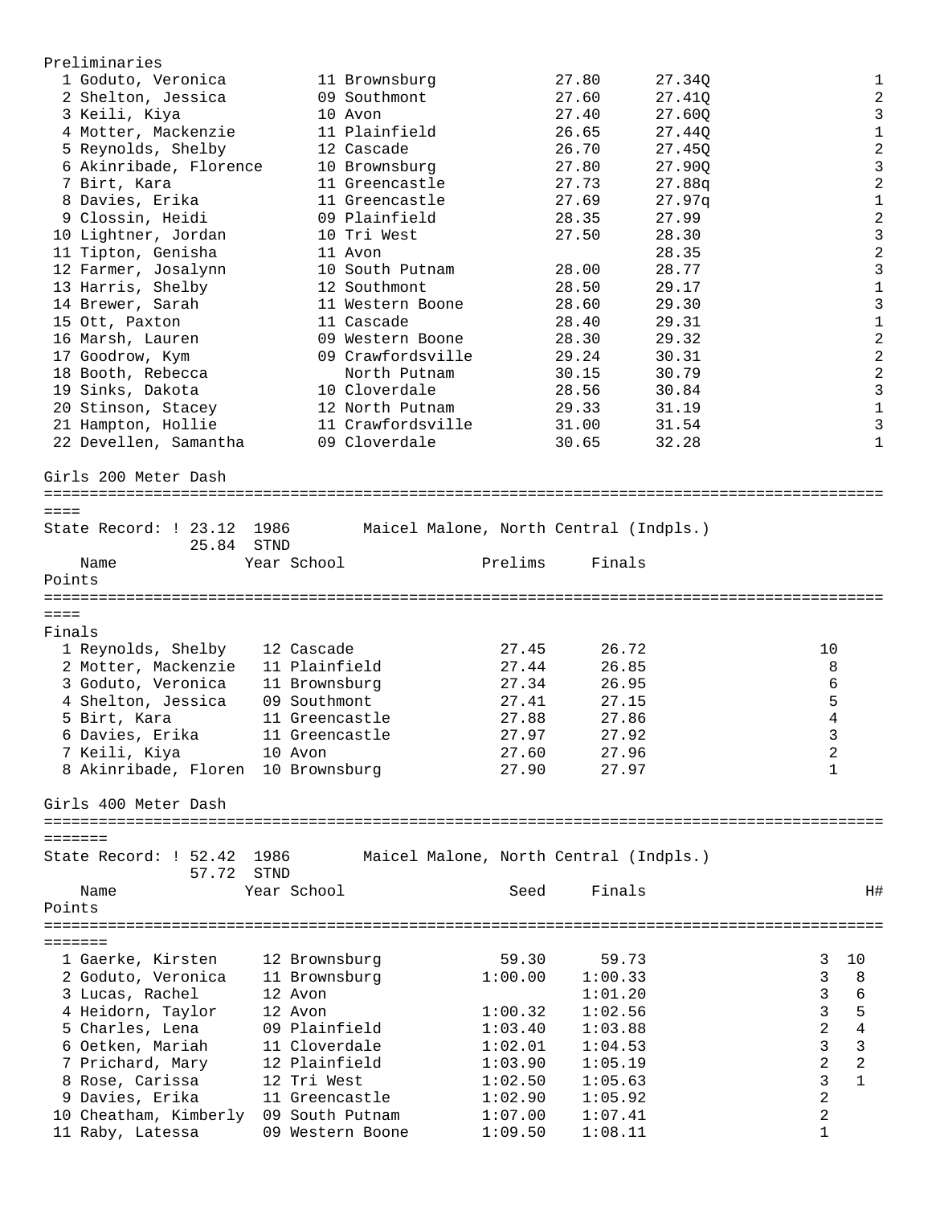Preliminaries

| Place | Name | Year | School | Seed | Prelims | H# |
|---|---|---|---|---|---|---|
| 1 | Goduto, Veronica | 11 | Brownsburg | 27.80 | 27.34Q | 1 |
| 2 | Shelton, Jessica | 09 | Southmont | 27.60 | 27.41Q | 2 |
| 3 | Keili, Kiya | 10 | Avon | 27.40 | 27.60Q | 3 |
| 4 | Motter, Mackenzie | 11 | Plainfield | 26.65 | 27.44Q | 1 |
| 5 | Reynolds, Shelby | 12 | Cascade | 26.70 | 27.45Q | 2 |
| 6 | Akinribade, Florence | 10 | Brownsburg | 27.80 | 27.90Q | 3 |
| 7 | Birt, Kara | 11 | Greencastle | 27.73 | 27.88q | 2 |
| 8 | Davies, Erika | 11 | Greencastle | 27.69 | 27.97q | 1 |
| 9 | Clossin, Heidi | 09 | Plainfield | 28.35 | 27.99 | 2 |
| 10 | Lightner, Jordan | 10 | Tri West | 27.50 | 28.30 | 3 |
| 11 | Tipton, Genisha | 11 | Avon | | 28.35 | 2 |
| 12 | Farmer, Josalynn | 10 | South Putnam | 28.00 | 28.77 | 3 |
| 13 | Harris, Shelby | 12 | Southmont | 28.50 | 29.17 | 1 |
| 14 | Brewer, Sarah | 11 | Western Boone | 28.60 | 29.30 | 3 |
| 15 | Ott, Paxton | 11 | Cascade | 28.40 | 29.31 | 1 |
| 16 | Marsh, Lauren | 09 | Western Boone | 28.30 | 29.32 | 2 |
| 17 | Goodrow, Kym | 09 | Crawfordsville | 29.24 | 30.31 | 2 |
| 18 | Booth, Rebecca | | North Putnam | 30.15 | 30.79 | 2 |
| 19 | Sinks, Dakota | 10 | Cloverdale | 28.56 | 30.84 | 3 |
| 20 | Stinson, Stacey | 12 | North Putnam | 29.33 | 31.19 | 1 |
| 21 | Hampton, Hollie | 11 | Crawfordsville | 31.00 | 31.54 | 3 |
| 22 | Devellen, Samantha | 09 | Cloverdale | 30.65 | 32.28 | 1 |

## Girls 200 Meter Dash

State Record: ! 23.12 1986 Maicel Malone, North Central (Indpls.)
25.84 STND

Finals

| Place | Name | Year | School | Prelims | Finals | Points |
|---|---|---|---|---|---|---|
| 1 | Reynolds, Shelby | 12 | Cascade | 27.45 | 26.72 | 10 |
| 2 | Motter, Mackenzie | 11 | Plainfield | 27.44 | 26.85 | 8 |
| 3 | Goduto, Veronica | 11 | Brownsburg | 27.34 | 26.95 | 6 |
| 4 | Shelton, Jessica | 09 | Southmont | 27.41 | 27.15 | 5 |
| 5 | Birt, Kara | 11 | Greencastle | 27.88 | 27.86 | 4 |
| 6 | Davies, Erika | 11 | Greencastle | 27.97 | 27.92 | 3 |
| 7 | Keili, Kiya | 10 | Avon | 27.60 | 27.96 | 2 |
| 8 | Akinribade, Floren | 10 | Brownsburg | 27.90 | 27.97 | 1 |

## Girls 400 Meter Dash

State Record: ! 52.42 1986 Maicel Malone, North Central (Indpls.)
57.72 STND

| Place | Name | Year | School | Seed | Finals | H# | Points |
|---|---|---|---|---|---|---|---|
| 1 | Gaerke, Kirsten | 12 | Brownsburg | 59.30 | 59.73 | 3 | 10 |
| 2 | Goduto, Veronica | 11 | Brownsburg | 1:00.00 | 1:00.33 | 3 | 8 |
| 3 | Lucas, Rachel | 12 | Avon | | 1:01.20 | 3 | 6 |
| 4 | Heidorn, Taylor | 12 | Avon | 1:00.32 | 1:02.56 | 3 | 5 |
| 5 | Charles, Lena | 09 | Plainfield | 1:03.40 | 1:03.88 | 2 | 4 |
| 6 | Oetken, Mariah | 11 | Cloverdale | 1:02.01 | 1:04.53 | 3 | 3 |
| 7 | Prichard, Mary | 12 | Plainfield | 1:03.90 | 1:05.19 | 2 | 2 |
| 8 | Rose, Carissa | 12 | Tri West | 1:02.50 | 1:05.63 | 3 | 1 |
| 9 | Davies, Erika | 11 | Greencastle | 1:02.90 | 1:05.92 | 2 | |
| 10 | Cheatham, Kimberly | 09 | South Putnam | 1:07.00 | 1:07.41 | 2 | |
| 11 | Raby, Latessa | 09 | Western Boone | 1:09.50 | 1:08.11 | 1 | |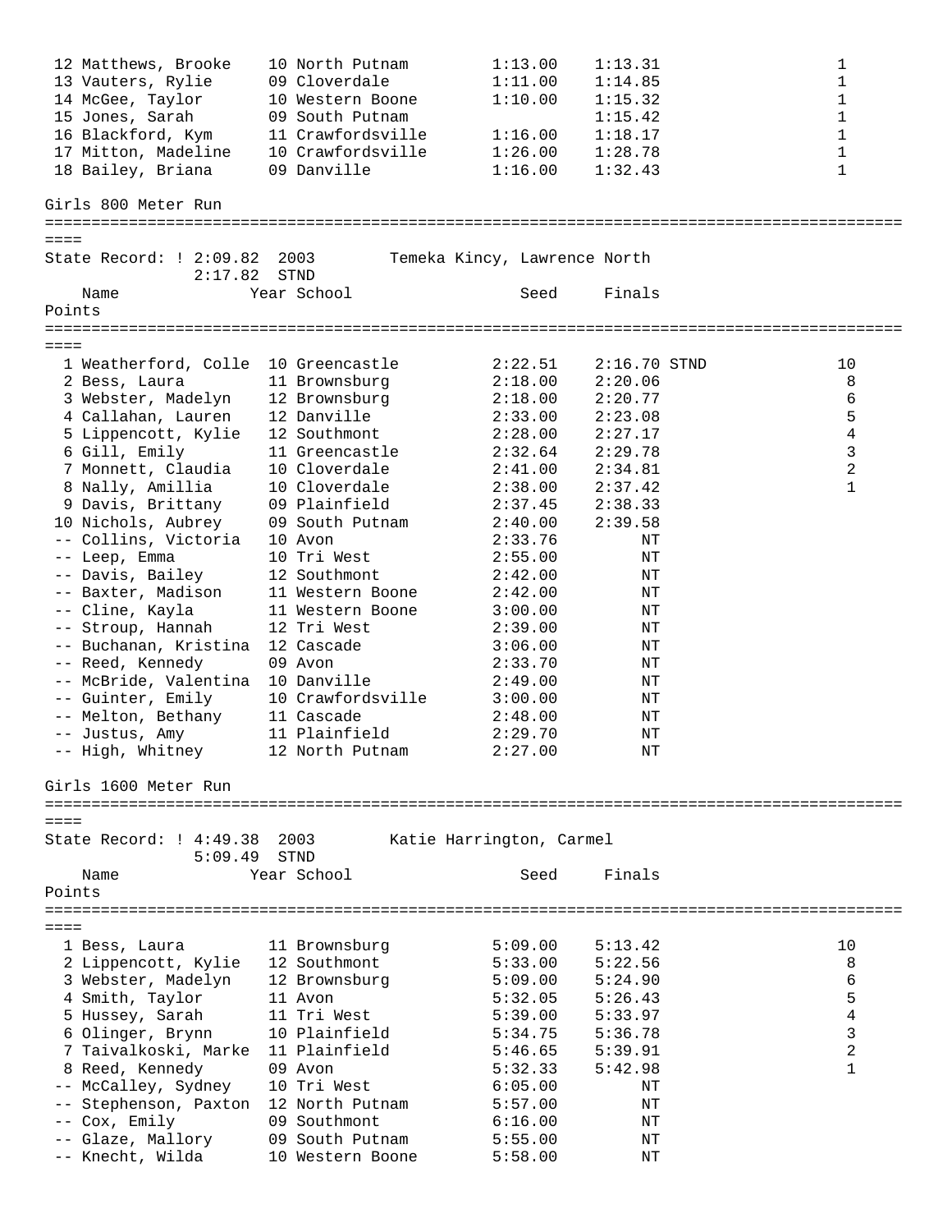| | Name | Year | School | Seed | Finals | | Points |
|---|---|---|---|---|---|---|---|
| 12 | Matthews, Brooke | 10 | North Putnam | 1:13.00 | 1:13.31 | | 1 |
| 13 | Vauters, Rylie | 09 | Cloverdale | 1:11.00 | 1:14.85 | | 1 |
| 14 | McGee, Taylor | 10 | Western Boone | 1:10.00 | 1:15.32 | | 1 |
| 15 | Jones, Sarah | 09 | South Putnam | | 1:15.42 | | 1 |
| 16 | Blackford, Kym | 11 | Crawfordsville | 1:16.00 | 1:18.17 | | 1 |
| 17 | Mitton, Madeline | 10 | Crawfordsville | 1:26.00 | 1:28.78 | | 1 |
| 18 | Bailey, Briana | 09 | Danville | 1:16.00 | 1:32.43 | | 1 |

## Girls 800 Meter Run

State Record: ! 2:09.82  2003  Temeka Kincy, Lawrence North
2:17.82  STND

| | Name | Year | School | Seed | Finals | | Points |
|---|---|---|---|---|---|---|---|
| 1 | Weatherford, Colle | 10 | Greencastle | 2:22.51 | 2:16.70 | STND | 10 |
| 2 | Bess, Laura | 11 | Brownsburg | 2:18.00 | 2:20.06 | | 8 |
| 3 | Webster, Madelyn | 12 | Brownsburg | 2:18.00 | 2:20.77 | | 6 |
| 4 | Callahan, Lauren | 12 | Danville | 2:33.00 | 2:23.08 | | 5 |
| 5 | Lippencott, Kylie | 12 | Southmont | 2:28.00 | 2:27.17 | | 4 |
| 6 | Gill, Emily | 11 | Greencastle | 2:32.64 | 2:29.78 | | 3 |
| 7 | Monnett, Claudia | 10 | Cloverdale | 2:41.00 | 2:34.81 | | 2 |
| 8 | Nally, Amillia | 10 | Cloverdale | 2:38.00 | 2:37.42 | | 1 |
| 9 | Davis, Brittany | 09 | Plainfield | 2:37.45 | 2:38.33 | | |
| 10 | Nichols, Aubrey | 09 | South Putnam | 2:40.00 | 2:39.58 | | |
| -- | Collins, Victoria | 10 | Avon | 2:33.76 | NT | | |
| -- | Leep, Emma | 10 | Tri West | 2:55.00 | NT | | |
| -- | Davis, Bailey | 12 | Southmont | 2:42.00 | NT | | |
| -- | Baxter, Madison | 11 | Western Boone | 2:42.00 | NT | | |
| -- | Cline, Kayla | 11 | Western Boone | 3:00.00 | NT | | |
| -- | Stroup, Hannah | 12 | Tri West | 2:39.00 | NT | | |
| -- | Buchanan, Kristina | 12 | Cascade | 3:06.00 | NT | | |
| -- | Reed, Kennedy | 09 | Avon | 2:33.70 | NT | | |
| -- | McBride, Valentina | 10 | Danville | 2:49.00 | NT | | |
| -- | Guinter, Emily | 10 | Crawfordsville | 3:00.00 | NT | | |
| -- | Melton, Bethany | 11 | Cascade | 2:48.00 | NT | | |
| -- | Justus, Amy | 11 | Plainfield | 2:29.70 | NT | | |
| -- | High, Whitney | 12 | North Putnam | 2:27.00 | NT | | |

## Girls 1600 Meter Run

State Record: ! 4:49.38  2003  Katie Harrington, Carmel
5:09.49  STND

| | Name | Year | School | Seed | Finals | Points |
|---|---|---|---|---|---|---|
| 1 | Bess, Laura | 11 | Brownsburg | 5:09.00 | 5:13.42 | 10 |
| 2 | Lippencott, Kylie | 12 | Southmont | 5:33.00 | 5:22.56 | 8 |
| 3 | Webster, Madelyn | 12 | Brownsburg | 5:09.00 | 5:24.90 | 6 |
| 4 | Smith, Taylor | 11 | Avon | 5:32.05 | 5:26.43 | 5 |
| 5 | Hussey, Sarah | 11 | Tri West | 5:39.00 | 5:33.97 | 4 |
| 6 | Olinger, Brynn | 10 | Plainfield | 5:34.75 | 5:36.78 | 3 |
| 7 | Taivalkoski, Marke | 11 | Plainfield | 5:46.65 | 5:39.91 | 2 |
| 8 | Reed, Kennedy | 09 | Avon | 5:32.33 | 5:42.98 | 1 |
| -- | McCalley, Sydney | 10 | Tri West | 6:05.00 | NT | |
| -- | Stephenson, Paxton | 12 | North Putnam | 5:57.00 | NT | |
| -- | Cox, Emily | 09 | Southmont | 6:16.00 | NT | |
| -- | Glaze, Mallory | 09 | South Putnam | 5:55.00 | NT | |
| -- | Knecht, Wilda | 10 | Western Boone | 5:58.00 | NT | |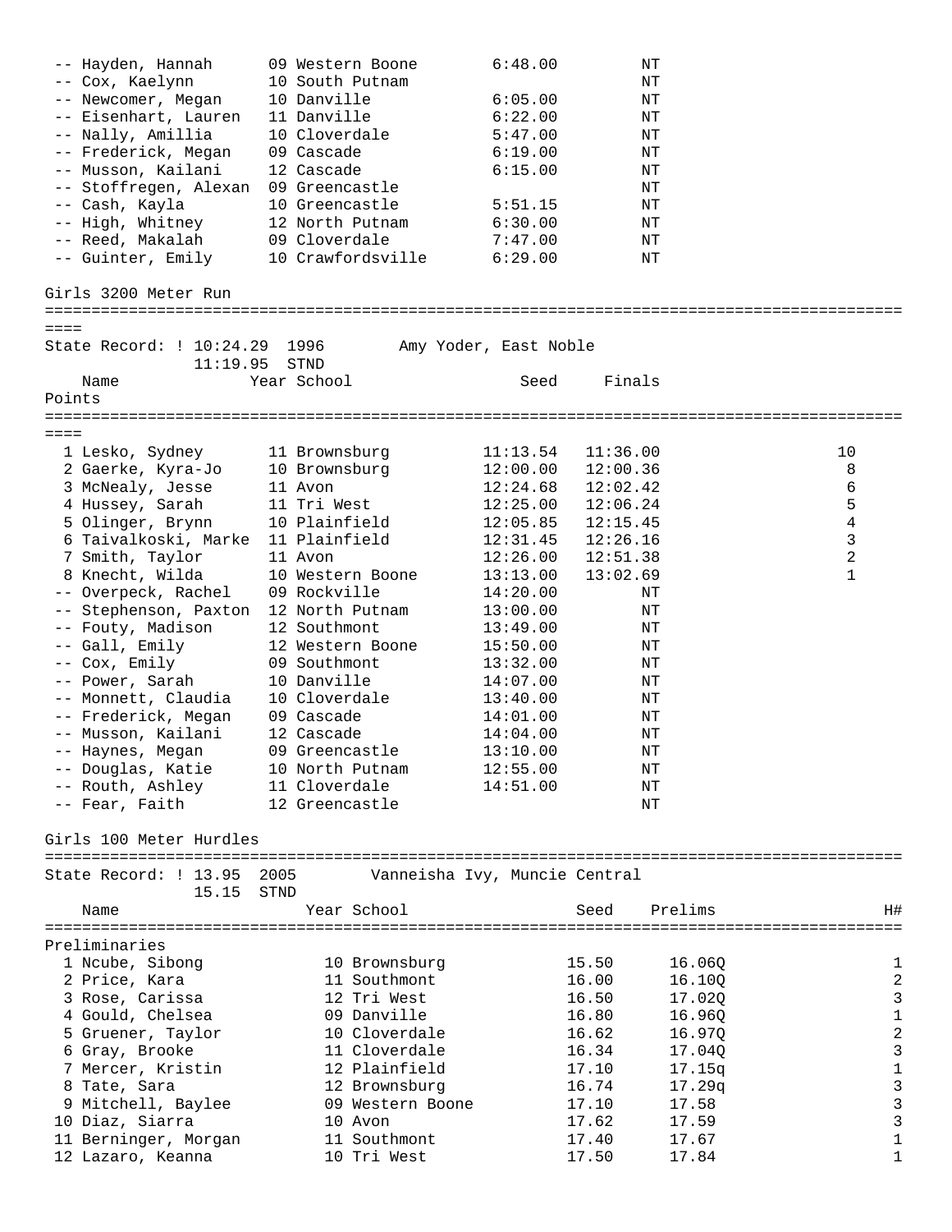| Place | Name | Year | School | Seed | Finals |
|---|---|---|---|---|---|
| -- | Hayden, Hannah | 09 | Western Boone | 6:48.00 | NT |
| -- | Cox, Kaelynn | 10 | South Putnam | | NT |
| -- | Newcomer, Megan | 10 | Danville | 6:05.00 | NT |
| -- | Eisenhart, Lauren | 11 | Danville | 6:22.00 | NT |
| -- | Nally, Amillia | 10 | Cloverdale | 5:47.00 | NT |
| -- | Frederick, Megan | 09 | Cascade | 6:19.00 | NT |
| -- | Musson, Kailani | 12 | Cascade | 6:15.00 | NT |
| -- | Stoffregen, Alexan | 09 | Greencastle | | NT |
| -- | Cash, Kayla | 10 | Greencastle | 5:51.15 | NT |
| -- | High, Whitney | 12 | North Putnam | 6:30.00 | NT |
| -- | Reed, Makalah | 09 | Cloverdale | 7:47.00 | NT |
| -- | Guinter, Emily | 10 | Crawfordsville | 6:29.00 | NT |

## Girls 3200 Meter Run

State Record: ! 10:24.29 1996 Amy Yoder, East Noble
11:19.95 STND

| Place | Name | Year | School | Seed | Finals | Points |
|---|---|---|---|---|---|---|
| 1 | Lesko, Sydney | 11 | Brownsburg | 11:13.54 | 11:36.00 | 10 |
| 2 | Gaerke, Kyra-Jo | 10 | Brownsburg | 12:00.00 | 12:00.36 | 8 |
| 3 | McNealy, Jesse | 11 | Avon | 12:24.68 | 12:02.42 | 6 |
| 4 | Hussey, Sarah | 11 | Tri West | 12:25.00 | 12:06.24 | 5 |
| 5 | Olinger, Brynn | 10 | Plainfield | 12:05.85 | 12:15.45 | 4 |
| 6 | Taivalkoski, Marke | 11 | Plainfield | 12:31.45 | 12:26.16 | 3 |
| 7 | Smith, Taylor | 11 | Avon | 12:26.00 | 12:51.38 | 2 |
| 8 | Knecht, Wilda | 10 | Western Boone | 13:13.00 | 13:02.69 | 1 |
| -- | Overpeck, Rachel | 09 | Rockville | 14:20.00 | NT | |
| -- | Stephenson, Paxton | 12 | North Putnam | 13:00.00 | NT | |
| -- | Fouty, Madison | 12 | Southmont | 13:49.00 | NT | |
| -- | Gall, Emily | 12 | Western Boone | 15:50.00 | NT | |
| -- | Cox, Emily | 09 | Southmont | 13:32.00 | NT | |
| -- | Power, Sarah | 10 | Danville | 14:07.00 | NT | |
| -- | Monnett, Claudia | 10 | Cloverdale | 13:40.00 | NT | |
| -- | Frederick, Megan | 09 | Cascade | 14:01.00 | NT | |
| -- | Musson, Kailani | 12 | Cascade | 14:04.00 | NT | |
| -- | Haynes, Megan | 09 | Greencastle | 13:10.00 | NT | |
| -- | Douglas, Katie | 10 | North Putnam | 12:55.00 | NT | |
| -- | Routh, Ashley | 11 | Cloverdale | 14:51.00 | NT | |
| -- | Fear, Faith | 12 | Greencastle | | NT | |

## Girls 100 Meter Hurdles

State Record: ! 13.95 2005 Vanneisha Ivy, Muncie Central
15.15 STND

Preliminaries

| Place | Name | Year | School | Seed | Prelims | H# |
|---|---|---|---|---|---|---|
| 1 | Ncube, Sibong | 10 | Brownsburg | 15.50 | 16.06Q | 1 |
| 2 | Price, Kara | 11 | Southmont | 16.00 | 16.10Q | 2 |
| 3 | Rose, Carissa | 12 | Tri West | 16.50 | 17.02Q | 3 |
| 4 | Gould, Chelsea | 09 | Danville | 16.80 | 16.96Q | 1 |
| 5 | Gruener, Taylor | 10 | Cloverdale | 16.62 | 16.97Q | 2 |
| 6 | Gray, Brooke | 11 | Cloverdale | 16.34 | 17.04Q | 3 |
| 7 | Mercer, Kristin | 12 | Plainfield | 17.10 | 17.15q | 1 |
| 8 | Tate, Sara | 12 | Brownsburg | 16.74 | 17.29q | 3 |
| 9 | Mitchell, Baylee | 09 | Western Boone | 17.10 | 17.58 | 3 |
| 10 | Diaz, Siarra | 10 | Avon | 17.62 | 17.59 | 3 |
| 11 | Berninger, Morgan | 11 | Southmont | 17.40 | 17.67 | 1 |
| 12 | Lazaro, Keanna | 10 | Tri West | 17.50 | 17.84 | 1 |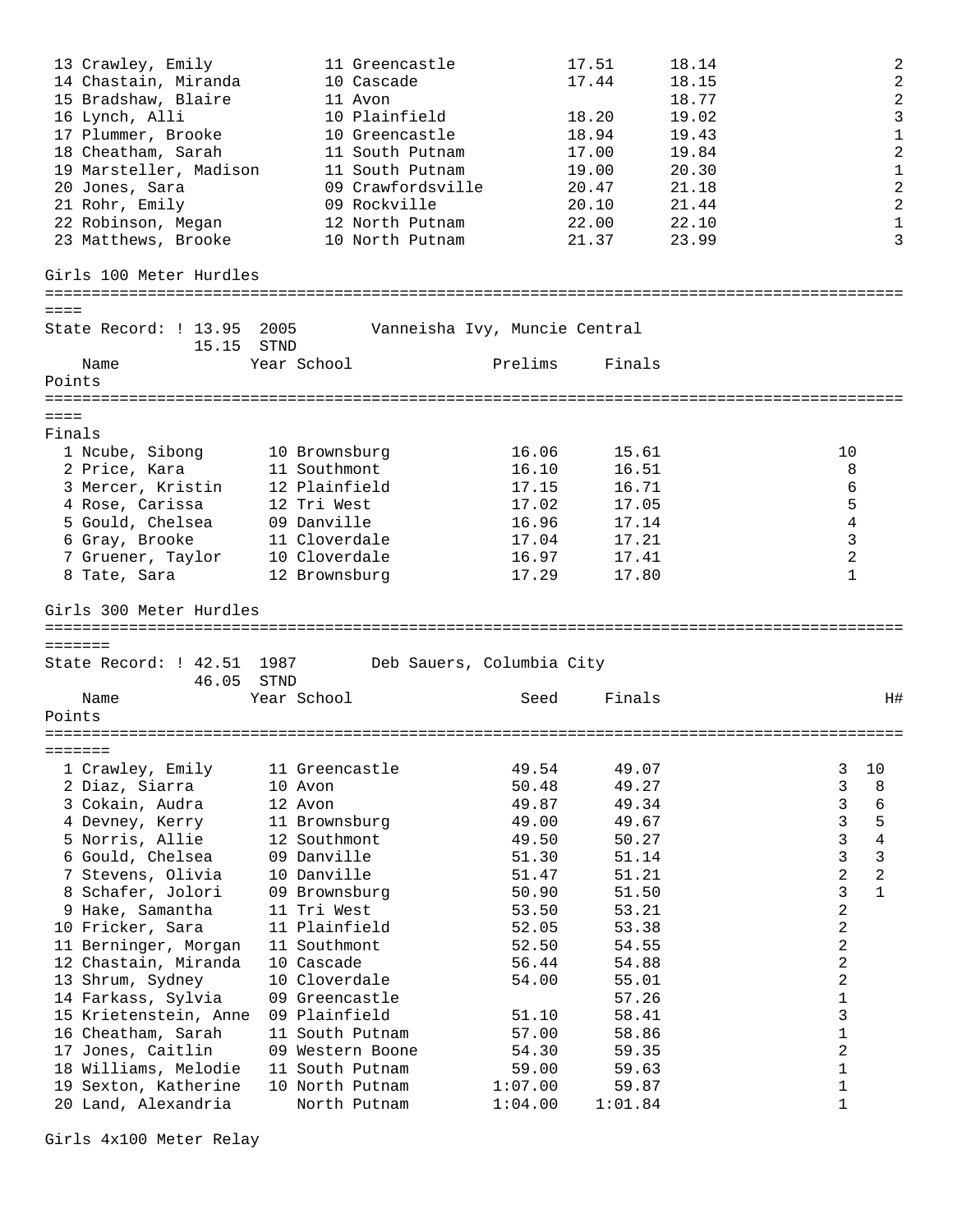| Place | Name | Year | School | Prelims | Finals | H# |
|---|---|---|---|---|---|---|
| 13 | Crawley, Emily | 11 | Greencastle | 17.51 | 18.14 | 2 |
| 14 | Chastain, Miranda | 10 | Cascade | 17.44 | 18.15 | 2 |
| 15 | Bradshaw, Blaire | 11 | Avon | | 18.77 | 2 |
| 16 | Lynch, Alli | 10 | Plainfield | 18.20 | 19.02 | 3 |
| 17 | Plummer, Brooke | 10 | Greencastle | 18.94 | 19.43 | 1 |
| 18 | Cheatham, Sarah | 11 | South Putnam | 17.00 | 19.84 | 2 |
| 19 | Marsteller, Madison | 11 | South Putnam | 19.00 | 20.30 | 1 |
| 20 | Jones, Sara | 09 | Crawfordsville | 20.47 | 21.18 | 2 |
| 21 | Rohr, Emily | 09 | Rockville | 20.10 | 21.44 | 2 |
| 22 | Robinson, Megan | 12 | North Putnam | 22.00 | 22.10 | 1 |
| 23 | Matthews, Brooke | 10 | North Putnam | 21.37 | 23.99 | 3 |

## Girls 100 Meter Hurdles

State Record: ! 13.95 2005 Vanneisha Ivy, Muncie Central
15.15 STND

Finals

| Place | Name | Year | School | Prelims | Finals | Points |
|---|---|---|---|---|---|---|
| 1 | Ncube, Sibong | 10 | Brownsburg | 16.06 | 15.61 | 10 |
| 2 | Price, Kara | 11 | Southmont | 16.10 | 16.51 | 8 |
| 3 | Mercer, Kristin | 12 | Plainfield | 17.15 | 16.71 | 6 |
| 4 | Rose, Carissa | 12 | Tri West | 17.02 | 17.05 | 5 |
| 5 | Gould, Chelsea | 09 | Danville | 16.96 | 17.14 | 4 |
| 6 | Gray, Brooke | 11 | Cloverdale | 17.04 | 17.21 | 3 |
| 7 | Gruener, Taylor | 10 | Cloverdale | 16.97 | 17.41 | 2 |
| 8 | Tate, Sara | 12 | Brownsburg | 17.29 | 17.80 | 1 |

## Girls 300 Meter Hurdles

State Record: ! 42.51 1987 Deb Sauers, Columbia City
46.05 STND

| Place | Name | Year | School | Seed | Finals | H# | Points |
|---|---|---|---|---|---|---|---|
| 1 | Crawley, Emily | 11 | Greencastle | 49.54 | 49.07 | 3 | 10 |
| 2 | Diaz, Siarra | 10 | Avon | 50.48 | 49.27 | 3 | 8 |
| 3 | Cokain, Audra | 12 | Avon | 49.87 | 49.34 | 3 | 6 |
| 4 | Devney, Kerry | 11 | Brownsburg | 49.00 | 49.67 | 3 | 5 |
| 5 | Norris, Allie | 12 | Southmont | 49.50 | 50.27 | 3 | 4 |
| 6 | Gould, Chelsea | 09 | Danville | 51.30 | 51.14 | 3 | 3 |
| 7 | Stevens, Olivia | 10 | Danville | 51.47 | 51.21 | 2 | 2 |
| 8 | Schafer, Jolori | 09 | Brownsburg | 50.90 | 51.50 | 3 | 1 |
| 9 | Hake, Samantha | 11 | Tri West | 53.50 | 53.21 | 2 | |
| 10 | Fricker, Sara | 11 | Plainfield | 52.05 | 53.38 | 2 | |
| 11 | Berninger, Morgan | 11 | Southmont | 52.50 | 54.55 | 2 | |
| 12 | Chastain, Miranda | 10 | Cascade | 56.44 | 54.88 | 2 | |
| 13 | Shrum, Sydney | 10 | Cloverdale | 54.00 | 55.01 | 2 | |
| 14 | Farkass, Sylvia | 09 | Greencastle | | 57.26 | 1 | |
| 15 | Krietenstein, Anne | 09 | Plainfield | 51.10 | 58.41 | 3 | |
| 16 | Cheatham, Sarah | 11 | South Putnam | 57.00 | 58.86 | 1 | |
| 17 | Jones, Caitlin | 09 | Western Boone | 54.30 | 59.35 | 2 | |
| 18 | Williams, Melodie | 11 | South Putnam | 59.00 | 59.63 | 1 | |
| 19 | Sexton, Katherine | 10 | North Putnam | 1:07.00 | 59.87 | 1 | |
| 20 | Land, Alexandria | | North Putnam | 1:04.00 | 1:01.84 | 1 | |

## Girls 4x100 Meter Relay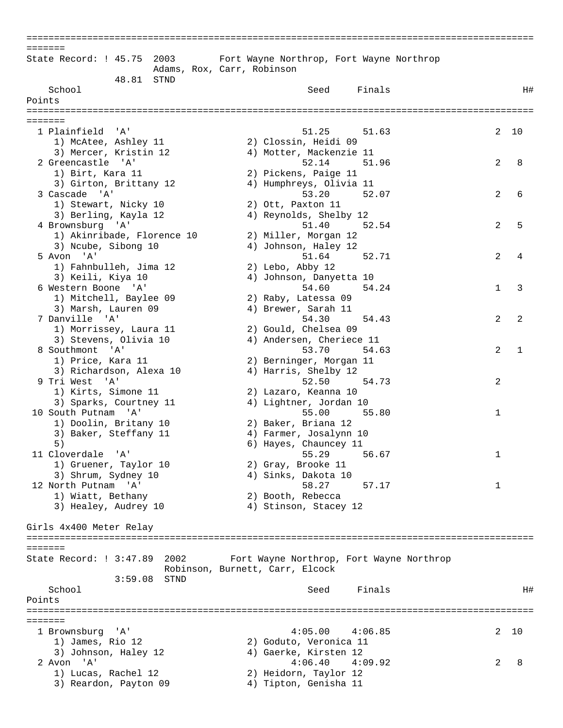```
=========================================================================================
=======
State Record: ! 45.75  2003       Fort Wayne Northrop, Fort Wayne Northrop
                       Adams, Rox, Carr, Robinson
             48.81  STND
   School                                        Seed     Finals                   H#
Points
=========================================================================================
=======
  1 Plainfield  'A'                             51.25      51.63                  2  10
     1) McAtee, Ashley 11              2) Clossin, Heidi 09
     3) Mercer, Kristin 12             4) Motter, Mackenzie 11
  2 Greencastle  'A'                            52.14      51.96                  2   8
     1) Birt, Kara 11                  2) Pickens, Paige 11
     3) Girton, Brittany 12            4) Humphreys, Olivia 11
  3 Cascade  'A'                                53.20      52.07                  2   6
     1) Stewart, Nicky 10              2) Ott, Paxton 11
     3) Berling, Kayla 12              4) Reynolds, Shelby 12
  4 Brownsburg  'A'                             51.40      52.54                  2   5
     1) Akinribade, Florence 10        2) Miller, Morgan 12
     3) Ncube, Sibong 10               4) Johnson, Haley 12
  5 Avon  'A'                                   51.64      52.71                  2   4
     1) Fahnbulleh, Jima 12            2) Lebo, Abby 12
     3) Keili, Kiya 10                 4) Johnson, Danyetta 10
  6 Western Boone  'A'                          54.60      54.24                  1   3
     1) Mitchell, Baylee 09            2) Raby, Latessa 09
     3) Marsh, Lauren 09               4) Brewer, Sarah 11
  7 Danville  'A'                               54.30      54.43                  2   2
     1) Morrissey, Laura 11            2) Gould, Chelsea 09
     3) Stevens, Olivia 10             4) Andersen, Cheriece 11
  8 Southmont  'A'                              53.70      54.63                  2   1
     1) Price, Kara 11                 2) Berninger, Morgan 11
     3) Richardson, Alexa 10           4) Harris, Shelby 12
  9 Tri West  'A'                               52.50      54.73                  2
     1) Kirts, Simone 11               2) Lazaro, Keanna 10
     3) Sparks, Courtney 11            4) Lightner, Jordan 10
 10 South Putnam  'A'                           55.00      55.80                  1
     1) Doolin, Britany 10             2) Baker, Briana 12
     3) Baker, Steffany 11             4) Farmer, Josalynn 10
     5)                                6) Hayes, Chauncey 11
 11 Cloverdale  'A'                             55.29      56.67                  1
     1) Gruener, Taylor 10             2) Gray, Brooke 11
     3) Shrum, Sydney 10               4) Sinks, Dakota 10
 12 North Putnam  'A'                           58.27      57.17                  1
     1) Wiatt, Bethany                 2) Booth, Rebecca
     3) Healey, Audrey 10              4) Stinson, Stacey 12

Girls 4x400 Meter Relay
=========================================================================================
=======
State Record: ! 3:47.89  2002       Fort Wayne Northrop, Fort Wayne Northrop
                         Robinson, Burnett, Carr, Elcock
             3:59.08  STND
   School                                        Seed     Finals                   H#
Points
=========================================================================================
=======
  1 Brownsburg  'A'                           4:05.00    4:06.85                  2  10
     1) James, Rio 12                  2) Goduto, Veronica 11
     3) Johnson, Haley 12              4) Gaerke, Kirsten 12
  2 Avon  'A'                                 4:06.40    4:09.92                  2   8
     1) Lucas, Rachel 12               2) Heidorn, Taylor 12
     3) Reardon, Payton 09             4) Tipton, Genisha 11
```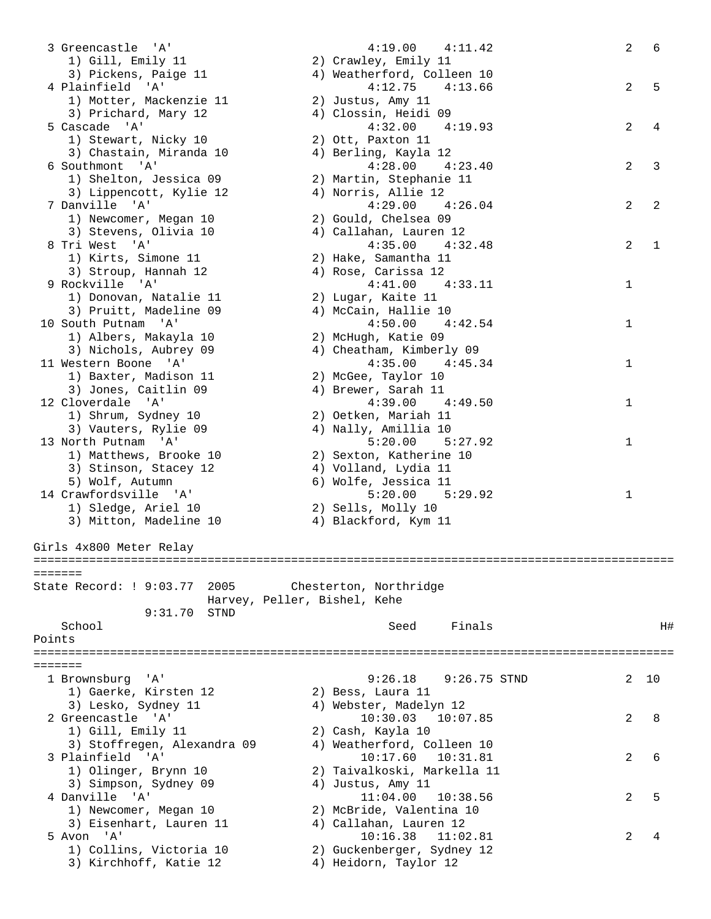```
  3 Greencastle  'A'                            4:19.00    4:11.42               2   6 
     1) Gill, Emily 11                 2) Crawley, Emily 11              
     3) Pickens, Paige 11              4) Weatherford, Colleen 10        
  4 Plainfield  'A'                             4:12.75    4:13.66               2   5 
     1) Motter, Mackenzie 11           2) Justus, Amy 11                 
     3) Prichard, Mary 12              4) Clossin, Heidi 09              
  5 Cascade  'A'                                4:32.00    4:19.93               2   4 
     1) Stewart, Nicky 10              2) Ott, Paxton 11                 
     3) Chastain, Miranda 10           4) Berling, Kayla 12              
  6 Southmont  'A'                              4:28.00    4:23.40               2   3 
     1) Shelton, Jessica 09            2) Martin, Stephanie 11           
     3) Lippencott, Kylie 12           4) Norris, Allie 12               
  7 Danville  'A'                               4:29.00    4:26.04               2   2 
     1) Newcomer, Megan 10             2) Gould, Chelsea 09              
     3) Stevens, Olivia 10             4) Callahan, Lauren 12            
  8 Tri West  'A'                               4:35.00    4:32.48               2   1 
     1) Kirts, Simone 11               2) Hake, Samantha 11              
     3) Stroup, Hannah 12              4) Rose, Carissa 12               
  9 Rockville  'A'                              4:41.00    4:33.11               1 
     1) Donovan, Natalie 11            2) Lugar, Kaite 11                
     3) Pruitt, Madeline 09            4) McCain, Hallie 10              
 10 South Putnam  'A'                           4:50.00    4:42.54               1 
     1) Albers, Makayla 10             2) McHugh, Katie 09               
     3) Nichols, Aubrey 09             4) Cheatham, Kimberly 09          
 11 Western Boone  'A'                          4:35.00    4:45.34               1 
     1) Baxter, Madison 11             2) McGee, Taylor 10               
     3) Jones, Caitlin 09              4) Brewer, Sarah 11               
 12 Cloverdale  'A'                             4:39.00    4:49.50               1 
     1) Shrum, Sydney 10               2) Oetken, Mariah 11              
     3) Vauters, Rylie 09              4) Nally, Amillia 10              
 13 North Putnam  'A'                           5:20.00    5:27.92               1 
     1) Matthews, Brooke 10            2) Sexton, Katherine 10           
     3) Stinson, Stacey 12             4) Volland, Lydia 11              
     5) Wolf, Autumn                   6) Wolfe, Jessica 11              
 14 Crawfordsville  'A'                         5:20.00    5:29.92               1 
     1) Sledge, Ariel 10               2) Sells, Molly 10                
     3) Mitton, Madeline 10            4) Blackford, Kym 11              

Girls 4x800 Meter Relay
===============================================================================================
=======
State Record: ! 9:03.77  2005        Chesterton, Northridge                                        
                         Harvey, Peller, Bishel, Kehe                                   
             9:31.70  STND 
    School                                        Seed     Finals                         H# 
Points
===============================================================================================
=======
  1 Brownsburg  'A'                             9:26.18    9:26.75 STND          2  10 
     1) Gaerke, Kirsten 12             2) Bess, Laura 11                 
     3) Lesko, Sydney 11               4) Webster, Madelyn 12            
  2 Greencastle  'A'                           10:30.03   10:07.85               2   8 
     1) Gill, Emily 11                 2) Cash, Kayla 10                 
     3) Stoffregen, Alexandra 09       4) Weatherford, Colleen 10        
  3 Plainfield  'A'                            10:17.60   10:31.81               2   6 
     1) Olinger, Brynn 10              2) Taivalkoski, Markella 11       
     3) Simpson, Sydney 09             4) Justus, Amy 11                 
  4 Danville  'A'                              11:04.00   10:38.56               2   5 
     1) Newcomer, Megan 10             2) McBride, Valentina 10          
     3) Eisenhart, Lauren 11           4) Callahan, Lauren 12            
  5 Avon  'A'                                  10:16.38   11:02.81               2   4 
     1) Collins, Victoria 10           2) Guckenberger, Sydney 12        
     3) Kirchhoff, Katie 12            4) Heidorn, Taylor 12             
```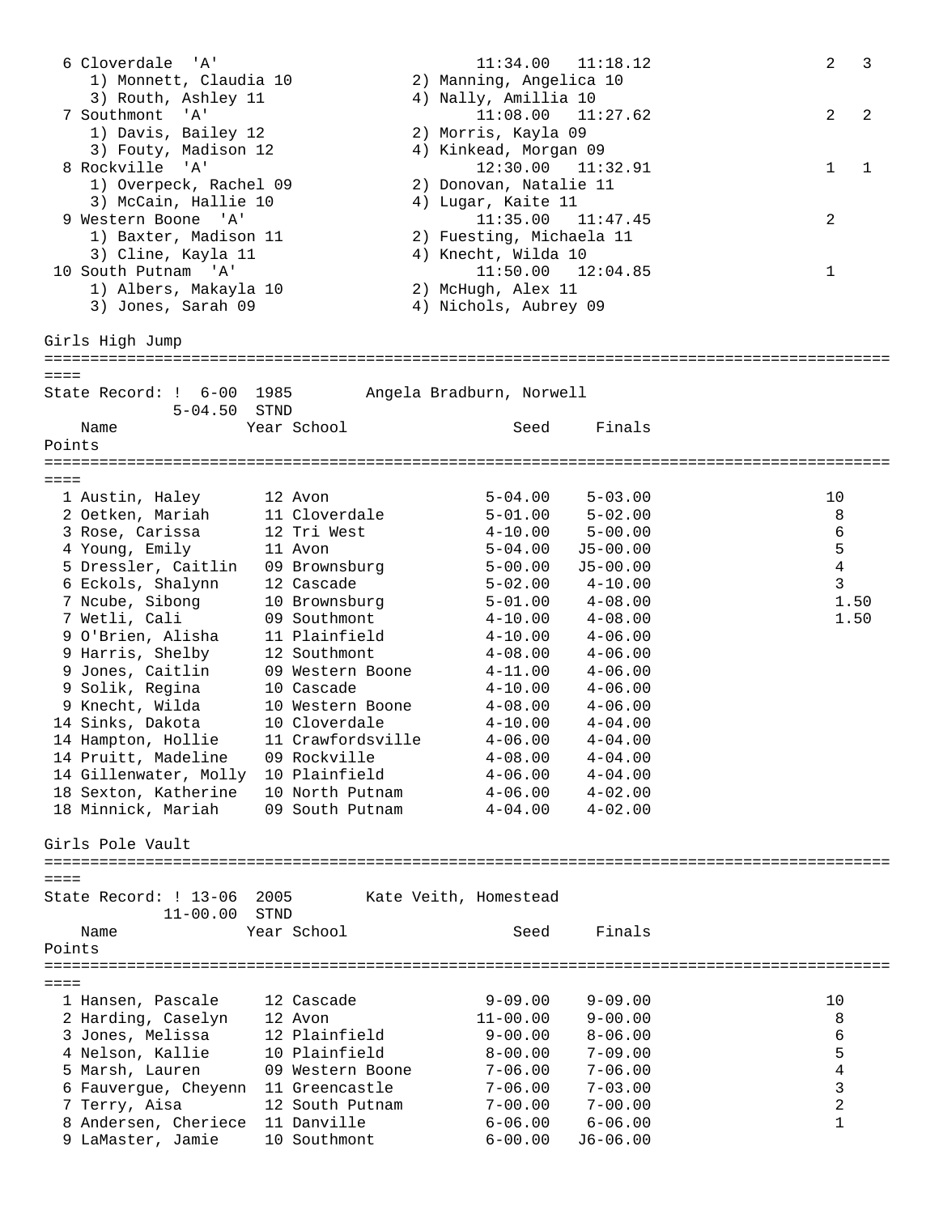```
  6 Cloverdale  'A'                              11:34.00   11:18.12                  2   3
     1) Monnett, Claudia 10            2) Manning, Angelica 10
     3) Routh, Ashley 11               4) Nally, Amillia 10
  7 Southmont  'A'                               11:08.00   11:27.62                  2   2
     1) Davis, Bailey 12               2) Morris, Kayla 09
     3) Fouty, Madison 12              4) Kinkead, Morgan 09
  8 Rockville  'A'                               12:30.00   11:32.91                  1   1
     1) Overpeck, Rachel 09            2) Donovan, Natalie 11
     3) McCain, Hallie 10              4) Lugar, Kaite 11
  9 Western Boone  'A'                           11:35.00   11:47.45                  2
     1) Baxter, Madison 11             2) Fuesting, Michaela 11
     3) Cline, Kayla 11                4) Knecht, Wilda 10
 10 South Putnam  'A'                            11:50.00   12:04.85                  1
     1) Albers, Makayla 10             2) McHugh, Alex 11
     3) Jones, Sarah 09                4) Nichols, Aubrey 09
```

## Girls High Jump

```
============================================================================================
====
State Record: !  6-00  1985        Angela Bradburn, Norwell
              5-04.50  STND
    Name              Year School                  Seed     Finals
Points
============================================================================================
====
  1 Austin, Haley       12 Avon                 5-04.00    5-03.00                  10
  2 Oetken, Mariah      11 Cloverdale           5-01.00    5-02.00                   8
  3 Rose, Carissa       12 Tri West             4-10.00    5-00.00                   6
  4 Young, Emily        11 Avon                 5-04.00   J5-00.00                   5
  5 Dressler, Caitlin   09 Brownsburg           5-00.00   J5-00.00                   4
  6 Eckols, Shalynn     12 Cascade              5-02.00    4-10.00                   3
  7 Ncube, Sibong       10 Brownsburg           5-01.00    4-08.00                   1.50
  7 Wetli, Cali         09 Southmont            4-10.00    4-08.00                   1.50
  9 O'Brien, Alisha     11 Plainfield           4-10.00    4-06.00
  9 Harris, Shelby      12 Southmont            4-08.00    4-06.00
  9 Jones, Caitlin      09 Western Boone        4-11.00    4-06.00
  9 Solik, Regina       10 Cascade              4-10.00    4-06.00
  9 Knecht, Wilda       10 Western Boone        4-08.00    4-06.00
 14 Sinks, Dakota       10 Cloverdale           4-10.00    4-04.00
 14 Hampton, Hollie     11 Crawfordsville       4-06.00    4-04.00
 14 Pruitt, Madeline    09 Rockville            4-08.00    4-04.00
 14 Gillenwater, Molly  10 Plainfield           4-06.00    4-04.00
 18 Sexton, Katherine   10 North Putnam         4-06.00    4-02.00
 18 Minnick, Mariah     09 South Putnam         4-04.00    4-02.00
```

## Girls Pole Vault

```
============================================================================================
====
State Record: ! 13-06  2005        Kate Veith, Homestead
             11-00.00  STND
    Name              Year School                  Seed     Finals
Points
============================================================================================
====
  1 Hansen, Pascale     12 Cascade              9-09.00    9-09.00                  10
  2 Harding, Caselyn    12 Avon                11-00.00    9-00.00                   8
  3 Jones, Melissa      12 Plainfield           9-00.00    8-06.00                   6
  4 Nelson, Kallie      10 Plainfield           8-00.00    7-09.00                   5
  5 Marsh, Lauren       09 Western Boone        7-06.00    7-06.00                   4
  6 Fauvergue, Cheyenn  11 Greencastle          7-06.00    7-03.00                   3
  7 Terry, Aisa         12 South Putnam         7-00.00    7-00.00                   2
  8 Andersen, Cheriece  11 Danville             6-06.00    6-06.00                   1
  9 LaMaster, Jamie     10 Southmont            6-00.00   J6-06.00
```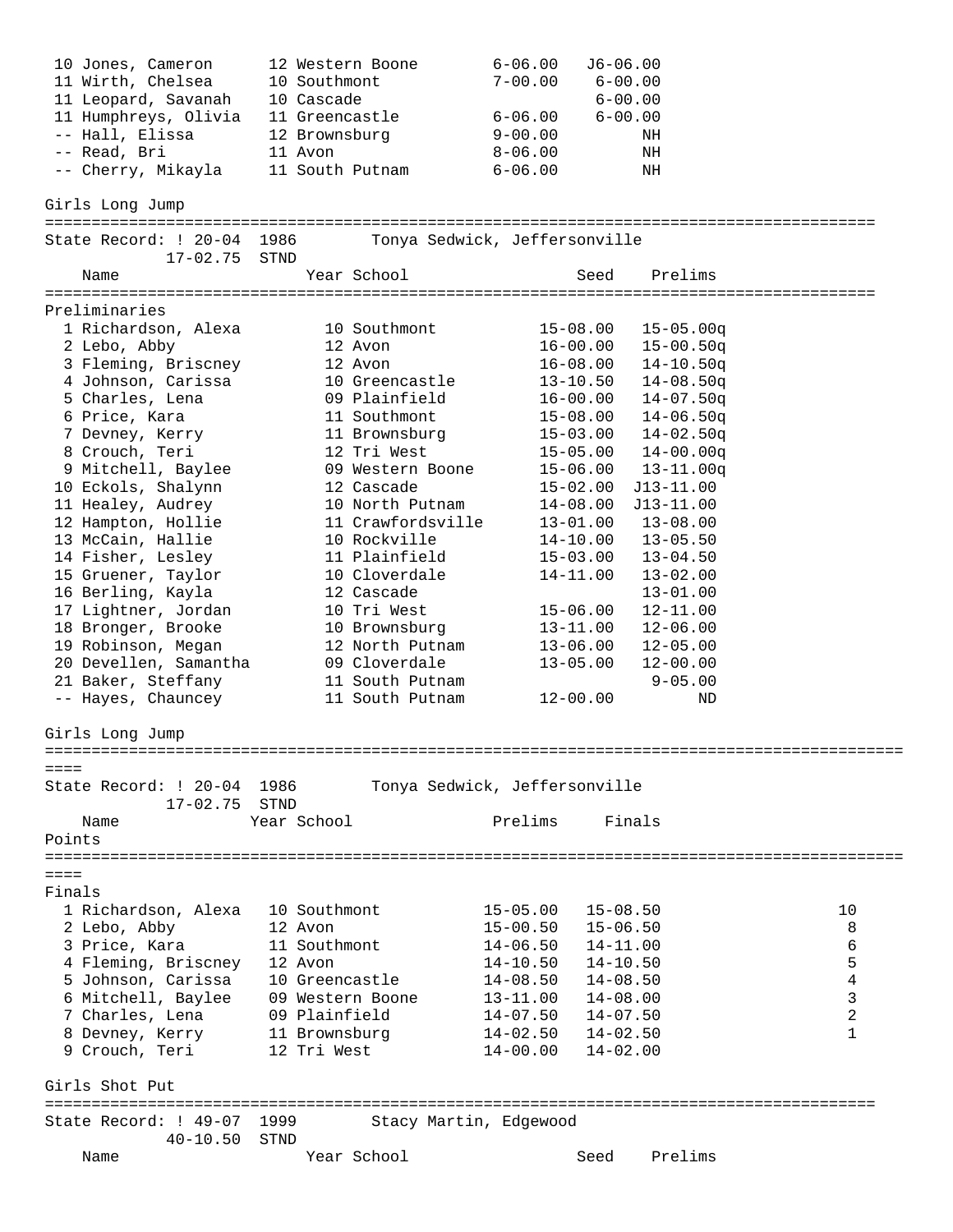| Place | Name | Year | School | Seed | Finals |
|---|---|---|---|---|---|
| 10 | Jones, Cameron | 12 | Western Boone | 6-06.00 | J6-06.00 |
| 11 | Wirth, Chelsea | 10 | Southmont | 7-00.00 | 6-00.00 |
| 11 | Leopard, Savanah | 10 | Cascade | | 6-00.00 |
| 11 | Humphreys, Olivia | 11 | Greencastle | 6-06.00 | 6-00.00 |
| -- | Hall, Elissa | 12 | Brownsburg | 9-00.00 | NH |
| -- | Read, Bri | 11 | Avon | 8-06.00 | NH |
| -- | Cherry, Mikayla | 11 | South Putnam | 6-06.00 | NH |

## Girls Long Jump

State Record: ! 20-04 1986 Tonya Sedwick, Jeffersonville
17-02.75 STND

### Preliminaries

| Place | Name | Year | School | Seed | Prelims |
|---|---|---|---|---|---|
| 1 | Richardson, Alexa | 10 | Southmont | 15-08.00 | 15-05.00q |
| 2 | Lebo, Abby | 12 | Avon | 16-00.00 | 15-00.50q |
| 3 | Fleming, Briscney | 12 | Avon | 16-08.00 | 14-10.50q |
| 4 | Johnson, Carissa | 10 | Greencastle | 13-10.50 | 14-08.50q |
| 5 | Charles, Lena | 09 | Plainfield | 16-00.00 | 14-07.50q |
| 6 | Price, Kara | 11 | Southmont | 15-08.00 | 14-06.50q |
| 7 | Devney, Kerry | 11 | Brownsburg | 15-03.00 | 14-02.50q |
| 8 | Crouch, Teri | 12 | Tri West | 15-05.00 | 14-00.00q |
| 9 | Mitchell, Baylee | 09 | Western Boone | 15-06.00 | 13-11.00q |
| 10 | Eckols, Shalynn | 12 | Cascade | 15-02.00 | J13-11.00 |
| 11 | Healey, Audrey | 10 | North Putnam | 14-08.00 | J13-11.00 |
| 12 | Hampton, Hollie | 11 | Crawfordsville | 13-01.00 | 13-08.00 |
| 13 | McCain, Hallie | 10 | Rockville | 14-10.00 | 13-05.50 |
| 14 | Fisher, Lesley | 11 | Plainfield | 15-03.00 | 13-04.50 |
| 15 | Gruener, Taylor | 10 | Cloverdale | 14-11.00 | 13-02.00 |
| 16 | Berling, Kayla | 12 | Cascade | | 13-01.00 |
| 17 | Lightner, Jordan | 10 | Tri West | 15-06.00 | 12-11.00 |
| 18 | Bronger, Brooke | 10 | Brownsburg | 13-11.00 | 12-06.00 |
| 19 | Robinson, Megan | 12 | North Putnam | 13-06.00 | 12-05.00 |
| 20 | Devellen, Samantha | 09 | Cloverdale | 13-05.00 | 12-00.00 |
| 21 | Baker, Steffany | 11 | South Putnam | | 9-05.00 |
| -- | Hayes, Chauncey | 11 | South Putnam | 12-00.00 | ND |

## Girls Long Jump

State Record: ! 20-04 1986 Tonya Sedwick, Jeffersonville
17-02.75 STND

### Finals

| Place | Name | Year | School | Prelims | Finals | Points |
|---|---|---|---|---|---|---|
| 1 | Richardson, Alexa | 10 | Southmont | 15-05.00 | 15-08.50 | 10 |
| 2 | Lebo, Abby | 12 | Avon | 15-00.50 | 15-06.50 | 8 |
| 3 | Price, Kara | 11 | Southmont | 14-06.50 | 14-11.00 | 6 |
| 4 | Fleming, Briscney | 12 | Avon | 14-10.50 | 14-10.50 | 5 |
| 5 | Johnson, Carissa | 10 | Greencastle | 14-08.50 | 14-08.50 | 4 |
| 6 | Mitchell, Baylee | 09 | Western Boone | 13-11.00 | 14-08.00 | 3 |
| 7 | Charles, Lena | 09 | Plainfield | 14-07.50 | 14-07.50 | 2 |
| 8 | Devney, Kerry | 11 | Brownsburg | 14-02.50 | 14-02.50 | 1 |
| 9 | Crouch, Teri | 12 | Tri West | 14-00.00 | 14-02.00 | |

## Girls Shot Put

State Record: ! 49-07 1999 Stacy Martin, Edgewood
40-10.50 STND

| Name | Year | School | Seed | Prelims |
|---|---|---|---|---|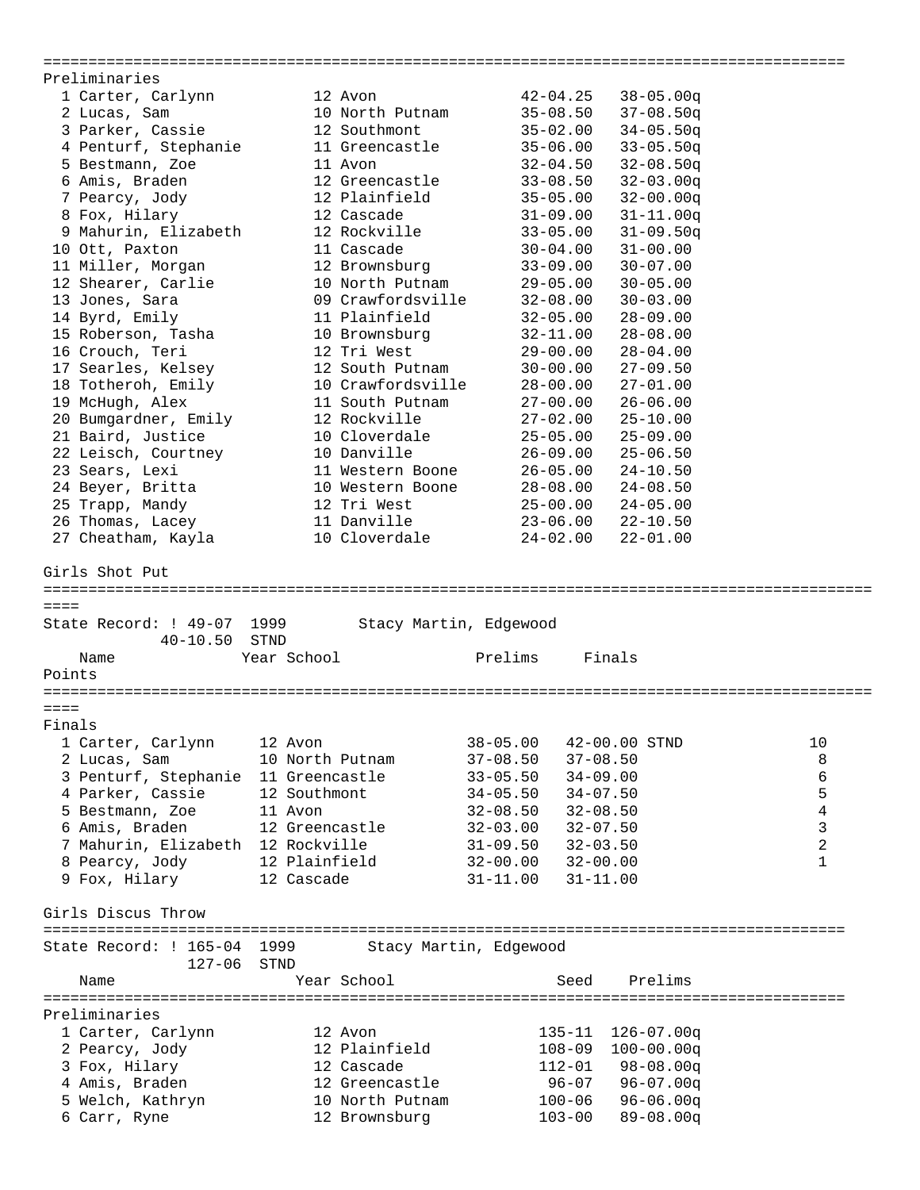## Preliminaries

| Place | Name | Year | School | Seed | Prelims |
|---|---|---|---|---|---|
| 1 | Carter, Carlynn | 12 | Avon | 42-04.25 | 38-05.00q |
| 2 | Lucas, Sam | 10 | North Putnam | 35-08.50 | 37-08.50q |
| 3 | Parker, Cassie | 12 | Southmont | 35-02.00 | 34-05.50q |
| 4 | Penturf, Stephanie | 11 | Greencastle | 35-06.00 | 33-05.50q |
| 5 | Bestmann, Zoe | 11 | Avon | 32-04.50 | 32-08.50q |
| 6 | Amis, Braden | 12 | Greencastle | 33-08.50 | 32-03.00q |
| 7 | Pearcy, Jody | 12 | Plainfield | 35-05.00 | 32-00.00q |
| 8 | Fox, Hilary | 12 | Cascade | 31-09.00 | 31-11.00q |
| 9 | Mahurin, Elizabeth | 12 | Rockville | 33-05.00 | 31-09.50q |
| 10 | Ott, Paxton | 11 | Cascade | 30-04.00 | 31-00.00 |
| 11 | Miller, Morgan | 12 | Brownsburg | 33-09.00 | 30-07.00 |
| 12 | Shearer, Carlie | 10 | North Putnam | 29-05.00 | 30-05.00 |
| 13 | Jones, Sara | 09 | Crawfordsville | 32-08.00 | 30-03.00 |
| 14 | Byrd, Emily | 11 | Plainfield | 32-05.00 | 28-09.00 |
| 15 | Roberson, Tasha | 10 | Brownsburg | 32-11.00 | 28-08.00 |
| 16 | Crouch, Teri | 12 | Tri West | 29-00.00 | 28-04.00 |
| 17 | Searles, Kelsey | 12 | South Putnam | 30-00.00 | 27-09.50 |
| 18 | Totheroh, Emily | 10 | Crawfordsville | 28-00.00 | 27-01.00 |
| 19 | McHugh, Alex | 11 | South Putnam | 27-00.00 | 26-06.00 |
| 20 | Bumgardner, Emily | 12 | Rockville | 27-02.00 | 25-10.00 |
| 21 | Baird, Justice | 10 | Cloverdale | 25-05.00 | 25-09.00 |
| 22 | Leisch, Courtney | 10 | Danville | 26-09.00 | 25-06.50 |
| 23 | Sears, Lexi | 11 | Western Boone | 26-05.00 | 24-10.50 |
| 24 | Beyer, Britta | 10 | Western Boone | 28-08.00 | 24-08.50 |
| 25 | Trapp, Mandy | 12 | Tri West | 25-00.00 | 24-05.00 |
| 26 | Thomas, Lacey | 11 | Danville | 23-06.00 | 22-10.50 |
| 27 | Cheatham, Kayla | 10 | Cloverdale | 24-02.00 | 22-01.00 |

## Girls Shot Put

State Record: ! 49-07 1999 Stacy Martin, Edgewood
40-10.50 STND

### Finals

| Place | Name | Year | School | Prelims | Finals | Points |
|---|---|---|---|---|---|---|
| 1 | Carter, Carlynn | 12 | Avon | 38-05.00 | 42-00.00 STND | 10 |
| 2 | Lucas, Sam | 10 | North Putnam | 37-08.50 | 37-08.50 | 8 |
| 3 | Penturf, Stephanie | 11 | Greencastle | 33-05.50 | 34-09.00 | 6 |
| 4 | Parker, Cassie | 12 | Southmont | 34-05.50 | 34-07.50 | 5 |
| 5 | Bestmann, Zoe | 11 | Avon | 32-08.50 | 32-08.50 | 4 |
| 6 | Amis, Braden | 12 | Greencastle | 32-03.00 | 32-07.50 | 3 |
| 7 | Mahurin, Elizabeth | 12 | Rockville | 31-09.50 | 32-03.50 | 2 |
| 8 | Pearcy, Jody | 12 | Plainfield | 32-00.00 | 32-00.00 | 1 |
| 9 | Fox, Hilary | 12 | Cascade | 31-11.00 | 31-11.00 | |

## Girls Discus Throw

State Record: ! 165-04 1999 Stacy Martin, Edgewood
127-06 STND

### Preliminaries

| Place | Name | Year | School | Seed | Prelims |
|---|---|---|---|---|---|
| 1 | Carter, Carlynn | 12 | Avon | 135-11 | 126-07.00q |
| 2 | Pearcy, Jody | 12 | Plainfield | 108-09 | 100-00.00q |
| 3 | Fox, Hilary | 12 | Cascade | 112-01 | 98-08.00q |
| 4 | Amis, Braden | 12 | Greencastle | 96-07 | 96-07.00q |
| 5 | Welch, Kathryn | 10 | North Putnam | 100-06 | 96-06.00q |
| 6 | Carr, Ryne | 12 | Brownsburg | 103-00 | 89-08.00q |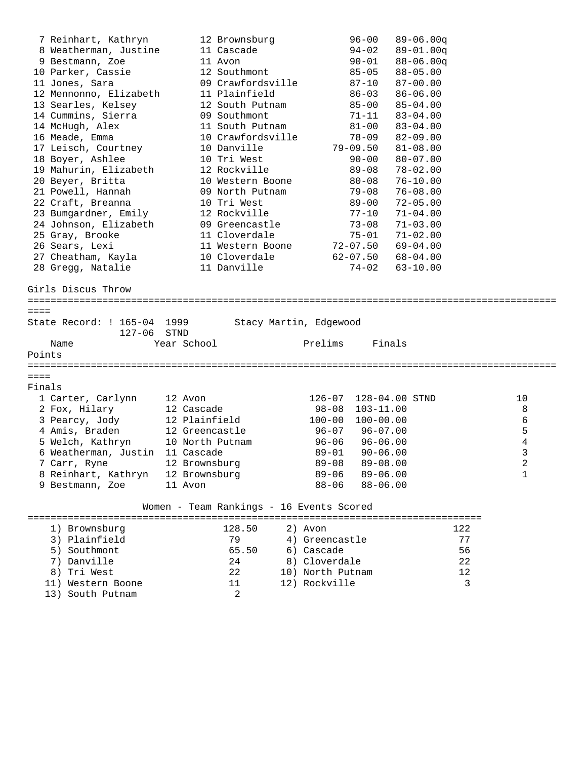| | | | | |
|---|---|---|---|---|
| 7 | Reinhart, Kathryn | 12 Brownsburg | 96-00 | 89-06.00q |
| 8 | Weatherman, Justine | 11 Cascade | 94-02 | 89-01.00q |
| 9 | Bestmann, Zoe | 11 Avon | 90-01 | 88-06.00q |
| 10 | Parker, Cassie | 12 Southmont | 85-05 | 88-05.00 |
| 11 | Jones, Sara | 09 Crawfordsville | 87-10 | 87-00.00 |
| 12 | Mennonno, Elizabeth | 11 Plainfield | 86-03 | 86-06.00 |
| 13 | Searles, Kelsey | 12 South Putnam | 85-00 | 85-04.00 |
| 14 | Cummins, Sierra | 09 Southmont | 71-11 | 83-04.00 |
| 14 | McHugh, Alex | 11 South Putnam | 81-00 | 83-04.00 |
| 16 | Meade, Emma | 10 Crawfordsville | 78-09 | 82-09.00 |
| 17 | Leisch, Courtney | 10 Danville | 79-09.50 | 81-08.00 |
| 18 | Boyer, Ashlee | 10 Tri West | 90-00 | 80-07.00 |
| 19 | Mahurin, Elizabeth | 12 Rockville | 89-08 | 78-02.00 |
| 20 | Beyer, Britta | 10 Western Boone | 80-08 | 76-10.00 |
| 21 | Powell, Hannah | 09 North Putnam | 79-08 | 76-08.00 |
| 22 | Craft, Breanna | 10 Tri West | 89-00 | 72-05.00 |
| 23 | Bumgardner, Emily | 12 Rockville | 77-10 | 71-04.00 |
| 24 | Johnson, Elizabeth | 09 Greencastle | 73-08 | 71-03.00 |
| 25 | Gray, Brooke | 11 Cloverdale | 75-01 | 71-02.00 |
| 26 | Sears, Lexi | 11 Western Boone | 72-07.50 | 69-04.00 |
| 27 | Cheatham, Kayla | 10 Cloverdale | 62-07.50 | 68-04.00 |
| 28 | Gregg, Natalie | 11 Danville | 74-02 | 63-10.00 |

## Girls Discus Throw

State Record: ! 165-04 1999 Stacy Martin, Edgewood
127-06 STND

Finals

| | Name | Year School | Prelims | Finals | | Points |
|---|---|---|---|---|---|---|
| 1 | Carter, Carlynn | 12 Avon | 126-07 | 128-04.00 | STND | 10 |
| 2 | Fox, Hilary | 12 Cascade | 98-08 | 103-11.00 | | 8 |
| 3 | Pearcy, Jody | 12 Plainfield | 100-00 | 100-00.00 | | 6 |
| 4 | Amis, Braden | 12 Greencastle | 96-07 | 96-07.00 | | 5 |
| 5 | Welch, Kathryn | 10 North Putnam | 96-06 | 96-06.00 | | 4 |
| 6 | Weatherman, Justin | 11 Cascade | 89-01 | 90-06.00 | | 3 |
| 7 | Carr, Ryne | 12 Brownsburg | 89-08 | 89-08.00 | | 2 |
| 8 | Reinhart, Kathryn | 12 Brownsburg | 89-06 | 89-06.00 | | 1 |
| 9 | Bestmann, Zoe | 11 Avon | 88-06 | 88-06.00 | | |

## Women - Team Rankings - 16 Events Scored

| | | | |
|---|---|---|---|
| 1) Brownsburg | 128.50 | 2) Avon | 122 |
| 3) Plainfield | 79 | 4) Greencastle | 77 |
| 5) Southmont | 65.50 | 6) Cascade | 56 |
| 7) Danville | 24 | 8) Cloverdale | 22 |
| 8) Tri West | 22 | 10) North Putnam | 12 |
| 11) Western Boone | 11 | 12) Rockville | 3 |
| 13) South Putnam | 2 | | |